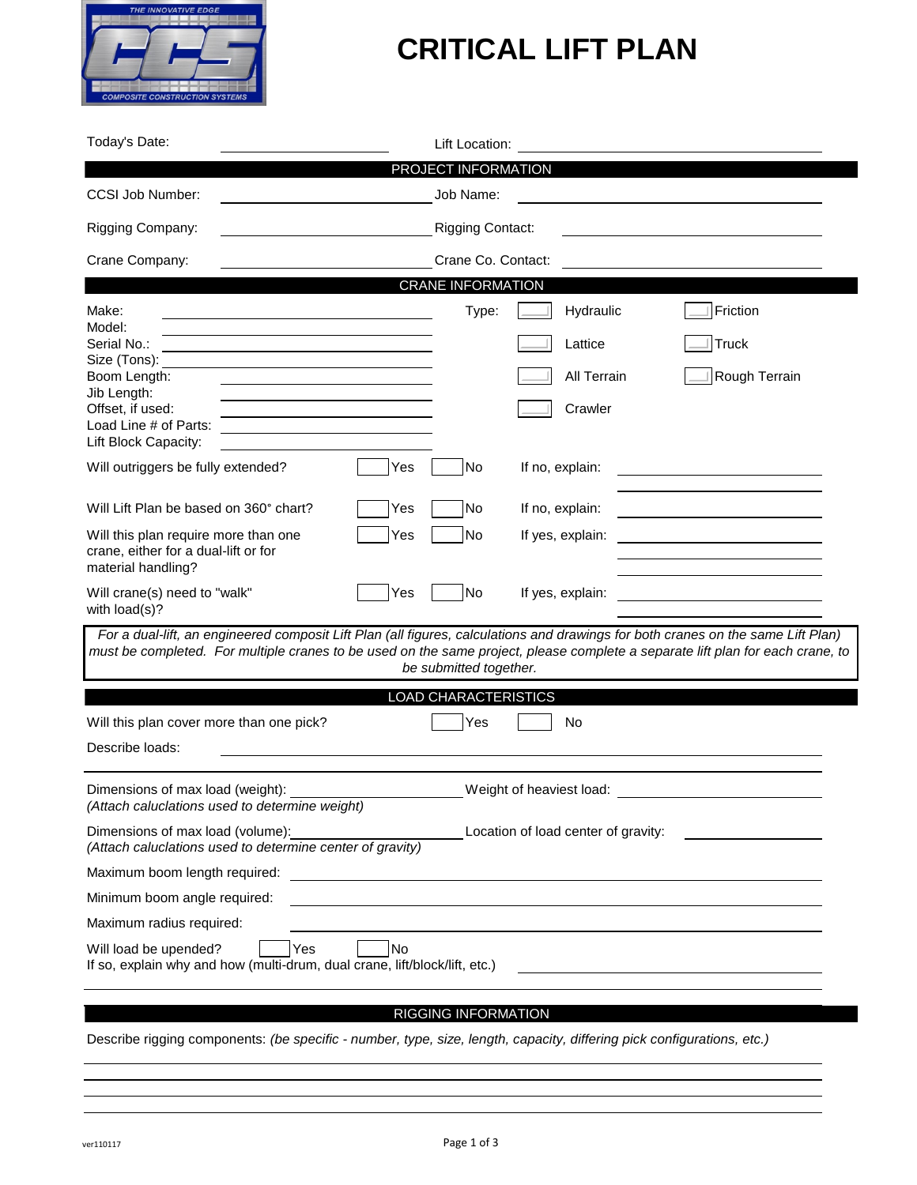# CRITICAL LIFT PLAN

Today's Date: ____________________ Lift Location: ____________________

## PROJECT INFORMATION

CCSI Job Number: ____________________ Job Name: ____________________

Rigging Company: ____________________ Rigging Contact: ____________________

Crane Company: ____________________ Crane Co. Contact: ____________________

## CRANE INFORMATION

Make: ____________________
Model: ____________________
Serial No.: ____________________
Size (Tons): ____________________
Boom Length: ____________________
Jib Length: ____________________
Offset, if used: ____________________
Load Line # of Parts: ____________________
Lift Block Capacity: ____________________

Type:

- [ ] Hydraulic
- [ ] Friction
- [ ] Lattice
- [ ] Truck
- [ ] All Terrain
- [ ] Rough Terrain
- [ ] Crawler

Will outriggers be fully extended? [ ] Yes [ ] No If no, explain: ____________________

Will Lift Plan be based on 360° chart? [ ] Yes [ ] No If no, explain: ____________________

Will this plan require more than one crane, either for a dual-lift or for material handling? [ ] Yes [ ] No If yes, explain: ____________________

Will crane(s) need to "walk" with load(s)? [ ] Yes [ ] No If yes, explain: ____________________

*For a dual-lift, an engineered composit Lift Plan (all figures, calculations and drawings for both cranes on the same Lift Plan) must be completed. For multiple cranes to be used on the same project, please complete a separate lift plan for each crane, to be submitted together.*

## LOAD CHARACTERISTICS

Will this plan cover more than one pick? [ ] Yes [ ] No

Describe loads: ____________________

Dimensions of max load (weight): ____________________ Weight of heaviest load: ____________________
*(Attach caluclations used to determine weight)*

Dimensions of max load (volume): ____________________ Location of load center of gravity: ____________________
*(Attach caluclations used to determine center of gravity)*

Maximum boom length required: ____________________

Minimum boom angle required: ____________________

Maximum radius required: ____________________

Will load be upended? [ ] Yes [ ] No
If so, explain why and how (multi-drum, dual crane, lift/block/lift, etc.) ____________________

## RIGGING INFORMATION

Describe rigging components: *(be specific - number, type, size, length, capacity, differing pick configurations, etc.)*

____________________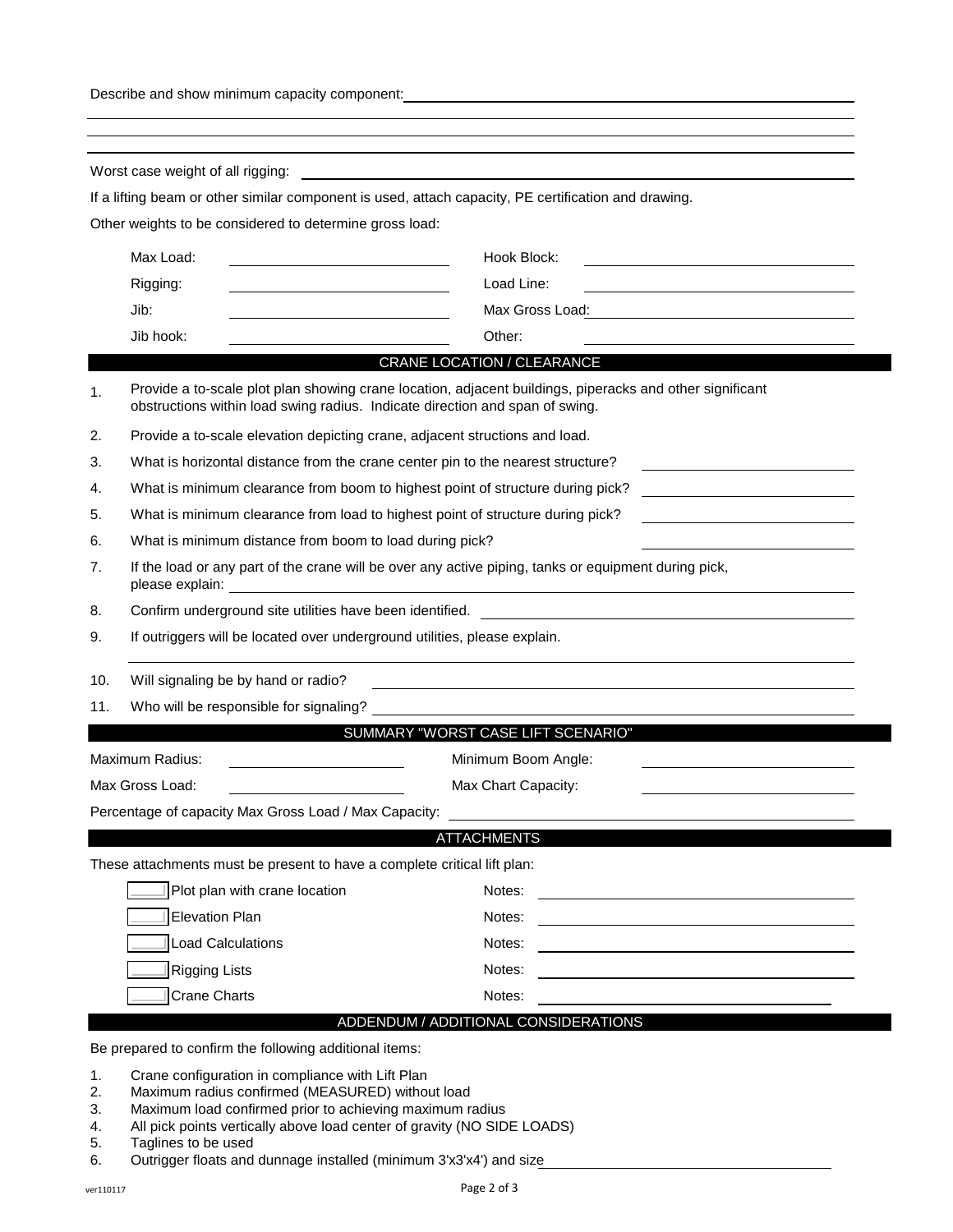Describe and show minimum capacity component: ______________________________

______________________________

______________________________

______________________________

Worst case weight of all rigging: ______________________________

If a lifting beam or other similar component is used, attach capacity, PE certification and drawing.

Other weights to be considered to determine gross load:

| | | | |
|---|---|---|---|
| Max Load: | ____________ | Hook Block: | ____________ |
| Rigging: | ____________ | Load Line: | ____________ |
| Jib: | ____________ | Max Gross Load: | ____________ |
| Jib hook: | ____________ | Other: | ____________ |

## CRANE LOCATION / CLEARANCE

1. Provide a to-scale plot plan showing crane location, adjacent buildings, piperacks and other significant obstructions within load swing radius. Indicate direction and span of swing.
2. Provide a to-scale elevation depicting crane, adjacent structions and load.
3. What is horizontal distance from the crane center pin to the nearest structure? ____________
4. What is minimum clearance from boom to highest point of structure during pick? ____________
5. What is minimum clearance from load to highest point of structure during pick? ____________
6. What is minimum distance from boom to load during pick? ____________
7. If the load or any part of the crane will be over any active piping, tanks or equipment during pick, please explain: ____________
8. Confirm underground site utilities have been identified. ____________
9. If outriggers will be located over underground utilities, please explain.

   ____________
10. Will signaling be by hand or radio? ____________
11. Who will be responsible for signaling? ____________

## SUMMARY "WORST CASE LIFT SCENARIO"

| | | | |
|---|---|---|---|
| Maximum Radius: | ____________ | Minimum Boom Angle: | ____________ |
| Max Gross Load: | ____________ | Max Chart Capacity: | ____________ |

Percentage of capacity Max Gross Load / Max Capacity: ____________

## ATTACHMENTS

These attachments must be present to have a complete critical lift plan:

| | |
|---|---|
| ☐ Plot plan with crane location | Notes: ____________ |
| ☐ Elevation Plan | Notes: ____________ |
| ☐ Load Calculations | Notes: ____________ |
| ☐ Rigging Lists | Notes: ____________ |
| ☐ Crane Charts | Notes: ____________ |

## ADDENDUM / ADDITIONAL CONSIDERATIONS

Be prepared to confirm the following additional items:

1. Crane configuration in compliance with Lift Plan
2. Maximum radius confirmed (MEASURED) without load
3. Maximum load confirmed prior to achieving maximum radius
4. All pick points vertically above load center of gravity (NO SIDE LOADS)
5. Taglines to be used
6. Outrigger floats and dunnage installed (minimum 3'x3'x4') and size ____________

ver110117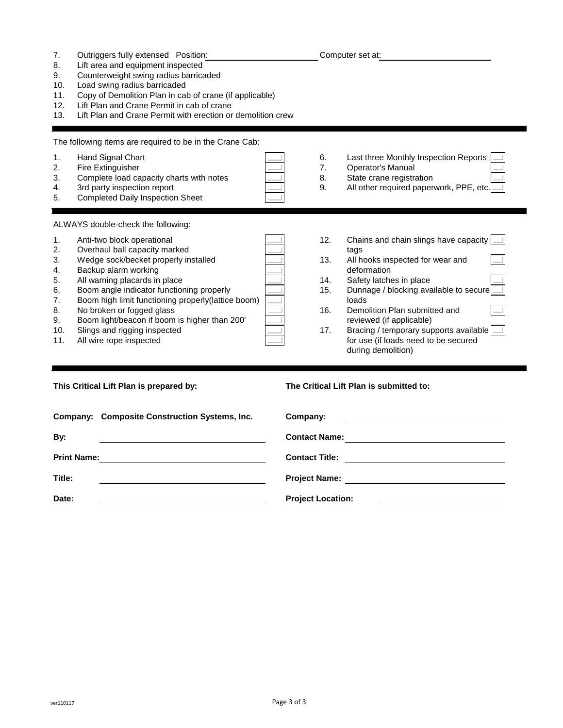7. Outriggers fully extended Position: \_\_\_\_\_\_\_\_\_\_\_\_\_\_\_\_\_\_\_\_ Computer set at: \_\_\_\_\_\_\_\_\_\_\_\_\_\_\_\_\_\_\_\_
8. Lift area and equipment inspected
9. Counterweight swing radius barricaded
10. Load swing radius barricaded
11. Copy of Demolition Plan in cab of crane (if applicable)
12. Lift Plan and Crane Permit in cab of crane
13. Lift Plan and Crane Permit with erection or demolition crew

---

The following items are required to be in the Crane Cab:

1. Hand Signal Chart ☐
2. Fire Extinguisher ☐
3. Complete load capacity charts with notes ☐
4. 3rd party inspection report ☐
5. Completed Daily Inspection Sheet ☐
6. Last three Monthly Inspection Reports ☐
7. Operator's Manual ☐
8. State crane registration ☐
9. All other required paperwork, PPE, etc. ☐

---

ALWAYS double-check the following:

1. Anti-two block operational ☐
2. Overhaul ball capacity marked ☐
3. Wedge sock/becket properly installed ☐
4. Backup alarm working ☐
5. All warning placards in place ☐
6. Boom angle indicator functioning properly ☐
7. Boom high limit functioning properly(lattice boom) ☐
8. No broken or fogged glass ☐
9. Boom light/beacon if boom is higher than 200' ☐
10. Slings and rigging inspected ☐
11. All wire rope inspected ☐
12. Chains and chain slings have capacity tags ☐
13. All hooks inspected for wear and deformation ☐
14. Safety latches in place ☐
15. Dunnage / blocking available to secure loads ☐
16. Demolition Plan submitted and reviewed (if applicable) ☐
17. Bracing / temporary supports available for use (if loads need to be secured during demolition) ☐

---

**This Critical Lift Plan is prepared by:**

**Company: Composite Construction Systems, Inc.**

**By:** \_\_\_\_\_\_\_\_\_\_\_\_\_\_\_\_\_\_\_\_

**Print Name:** \_\_\_\_\_\_\_\_\_\_\_\_\_\_\_\_\_\_\_\_

**Title:** \_\_\_\_\_\_\_\_\_\_\_\_\_\_\_\_\_\_\_\_

**Date:** \_\_\_\_\_\_\_\_\_\_\_\_\_\_\_\_\_\_\_\_

**The Critical Lift Plan is submitted to:**

**Company:** \_\_\_\_\_\_\_\_\_\_\_\_\_\_\_\_\_\_\_\_

**Contact Name:** \_\_\_\_\_\_\_\_\_\_\_\_\_\_\_\_\_\_\_\_

**Contact Title:** \_\_\_\_\_\_\_\_\_\_\_\_\_\_\_\_\_\_\_\_

**Project Name:** \_\_\_\_\_\_\_\_\_\_\_\_\_\_\_\_\_\_\_\_

**Project Location:** \_\_\_\_\_\_\_\_\_\_\_\_\_\_\_\_\_\_\_\_

ver110117